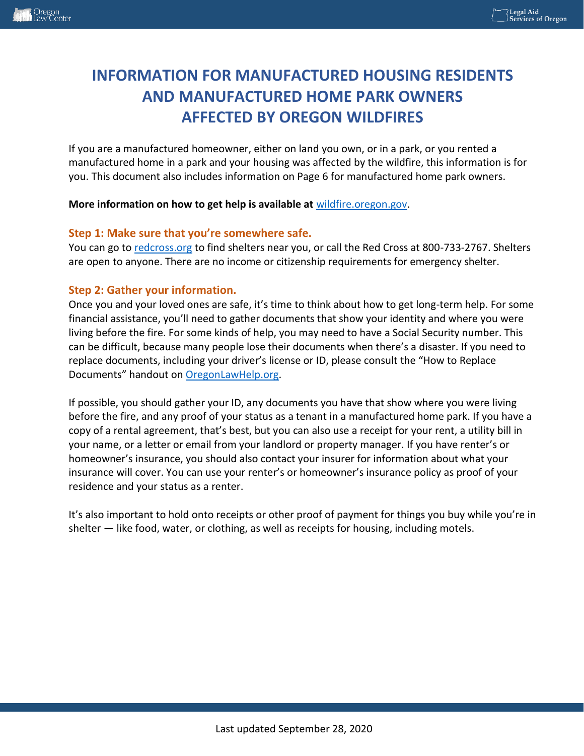# INFORMATION FOR MANUFACTURED HOUSING RESIDENTS AND MANUFACTURED HOME PARK OWNERS AFFECTED BY OREGON WILDFIRES

If you are a manufactured homeowner, either on land you own, or in a park, or you rented a manufactured home in a park and your housing was affected by the wildfire, this information is for you. This document also includes information on Page 6 for manufactured home park owners.

**More information on how to get help is available at** [wildfire.oregon.gov](wildfire.oregon.gov).

### Step 1: Make sure that you're somewhere safe.

You can go to [redcross.org](redcross.org) to find shelters near you, or call the Red Cross at 800-733-2767. Shelters are open to anyone. There are no income or citizenship requirements for emergency shelter.

### Step 2: Gather your information.

Once you and your loved ones are safe, it's time to think about how to get long-term help. For some financial assistance, you'll need to gather documents that show your identity and where you were living before the fire. For some kinds of help, you may need to have a Social Security number. This can be difficult, because many people lose their documents when there's a disaster. If you need to replace documents, including your driver's license or ID, please consult the "How to Replace Documents" handout on [OregonLawHelp.org](OregonLawHelp.org).

If possible, you should gather your ID, any documents you have that show where you were living before the fire, and any proof of your status as a tenant in a manufactured home park. If you have a copy of a rental agreement, that's best, but you can also use a receipt for your rent, a utility bill in your name, or a letter or email from your landlord or property manager. If you have renter's or homeowner's insurance, you should also contact your insurer for information about what your insurance will cover. You can use your renter's or homeowner's insurance policy as proof of your residence and your status as a renter.

It's also important to hold onto receipts or other proof of payment for things you buy while you're in shelter — like food, water, or clothing, as well as receipts for housing, including motels.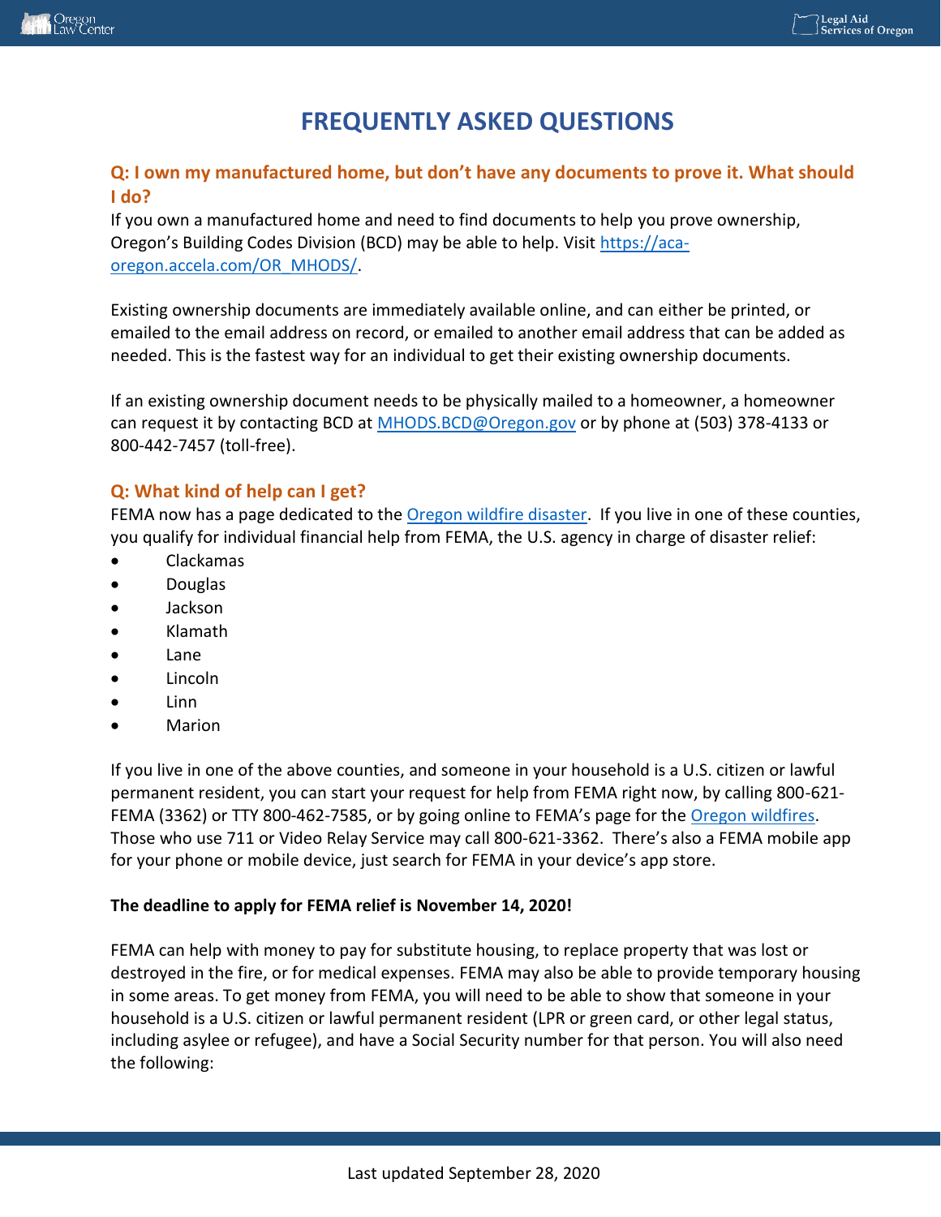# FREQUENTLY ASKED QUESTIONS

## Q: I own my manufactured home, but don't have any documents to prove it. What should I do?

If you own a manufactured home and need to find documents to help you prove ownership, Oregon's Building Codes Division (BCD) may be able to help. Visit [https://aca-oregon.accela.com/OR_MHODS/](https://aca-oregon.accela.com/OR_MHODS/).

Existing ownership documents are immediately available online, and can either be printed, or emailed to the email address on record, or emailed to another email address that can be added as needed. This is the fastest way for an individual to get their existing ownership documents.

If an existing ownership document needs to be physically mailed to a homeowner, a homeowner can request it by contacting BCD at MHODS.BCD@Oregon.gov or by phone at (503) 378-4133 or 800-442-7457 (toll-free).

## Q: What kind of help can I get?

FEMA now has a page dedicated to the Oregon wildfire disaster. If you live in one of these counties, you qualify for individual financial help from FEMA, the U.S. agency in charge of disaster relief:

- Clackamas
- Douglas
- Jackson
- Klamath
- Lane
- Lincoln
- Linn
- Marion

If you live in one of the above counties, and someone in your household is a U.S. citizen or lawful permanent resident, you can start your request for help from FEMA right now, by calling 800-621-FEMA (3362) or TTY 800-462-7585, or by going online to FEMA's page for the Oregon wildfires. Those who use 711 or Video Relay Service may call 800-621-3362. There's also a FEMA mobile app for your phone or mobile device, just search for FEMA in your device's app store.

**The deadline to apply for FEMA relief is November 14, 2020!**

FEMA can help with money to pay for substitute housing, to replace property that was lost or destroyed in the fire, or for medical expenses. FEMA may also be able to provide temporary housing in some areas. To get money from FEMA, you will need to be able to show that someone in your household is a U.S. citizen or lawful permanent resident (LPR or green card, or other legal status, including asylee or refugee), and have a Social Security number for that person. You will also need the following: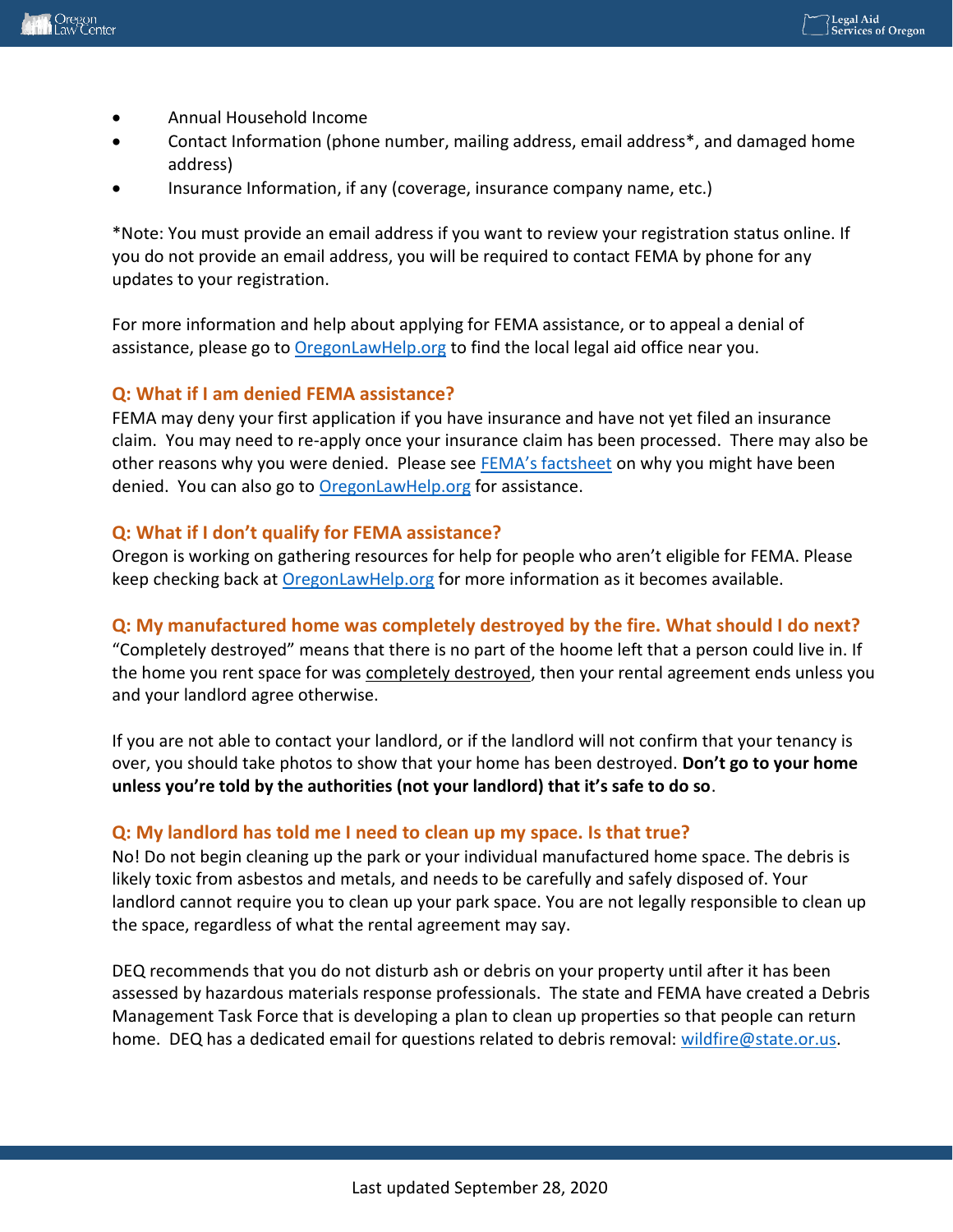- Annual Household Income
- Contact Information (phone number, mailing address, email address*, and damaged home address)
- Insurance Information, if any (coverage, insurance company name, etc.)

*Note: You must provide an email address if you want to review your registration status online. If you do not provide an email address, you will be required to contact FEMA by phone for any updates to your registration.

For more information and help about applying for FEMA assistance, or to appeal a denial of assistance, please go to [OregonLawHelp.org](OregonLawHelp.org) to find the local legal aid office near you.

### Q: What if I am denied FEMA assistance?

FEMA may deny your first application if you have insurance and have not yet filed an insurance claim. You may need to re-apply once your insurance claim has been processed. There may also be other reasons why you were denied. Please see [FEMA's factsheet]() on why you might have been denied. You can also go to [OregonLawHelp.org](OregonLawHelp.org) for assistance.

### Q: What if I don't qualify for FEMA assistance?

Oregon is working on gathering resources for help for people who aren't eligible for FEMA. Please keep checking back at [OregonLawHelp.org](OregonLawHelp.org) for more information as it becomes available.

### Q: My manufactured home was completely destroyed by the fire. What should I do next?

"Completely destroyed" means that there is no part of the hoome left that a person could live in. If the home you rent space for was completely destroyed, then your rental agreement ends unless you and your landlord agree otherwise.

If you are not able to contact your landlord, or if the landlord will not confirm that your tenancy is over, you should take photos to show that your home has been destroyed. **Don't go to your home unless you're told by the authorities (not your landlord) that it's safe to do so**.

### Q: My landlord has told me I need to clean up my space. Is that true?

No! Do not begin cleaning up the park or your individual manufactured home space. The debris is likely toxic from asbestos and metals, and needs to be carefully and safely disposed of. Your landlord cannot require you to clean up your park space. You are not legally responsible to clean up the space, regardless of what the rental agreement may say.

DEQ recommends that you do not disturb ash or debris on your property until after it has been assessed by hazardous materials response professionals. The state and FEMA have created a Debris Management Task Force that is developing a plan to clean up properties so that people can return home. DEQ has a dedicated email for questions related to debris removal: [wildfire@state.or.us](mailto:wildfire@state.or.us).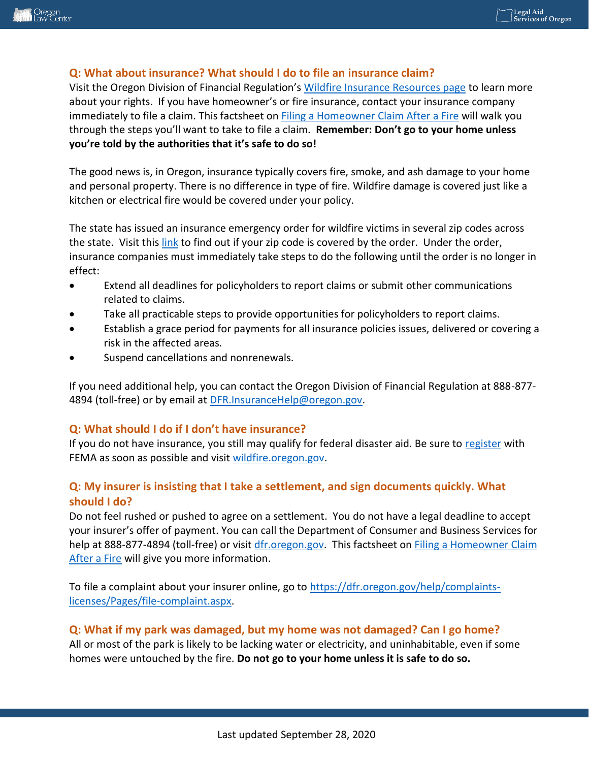## Q: What about insurance? What should I do to file an insurance claim?

Visit the Oregon Division of Financial Regulation's Wildfire Insurance Resources page to learn more about your rights. If you have homeowner's or fire insurance, contact your insurance company immediately to file a claim. This factsheet on Filing a Homeowner Claim After a Fire will walk you through the steps you'll want to take to file a claim. **Remember: Don't go to your home unless you're told by the authorities that it's safe to do so!**

The good news is, in Oregon, insurance typically covers fire, smoke, and ash damage to your home and personal property. There is no difference in type of fire. Wildfire damage is covered just like a kitchen or electrical fire would be covered under your policy.

The state has issued an insurance emergency order for wildfire victims in several zip codes across the state. Visit this link to find out if your zip code is covered by the order. Under the order, insurance companies must immediately take steps to do the following until the order is no longer in effect:

- Extend all deadlines for policyholders to report claims or submit other communications related to claims.
- Take all practicable steps to provide opportunities for policyholders to report claims.
- Establish a grace period for payments for all insurance policies issues, delivered or covering a risk in the affected areas.
- Suspend cancellations and nonrenewals.

If you need additional help, you can contact the Oregon Division of Financial Regulation at 888-877-4894 (toll-free) or by email at DFR.InsuranceHelp@oregon.gov.

## Q: What should I do if I don't have insurance?

If you do not have insurance, you still may qualify for federal disaster aid. Be sure to register with FEMA as soon as possible and visit wildfire.oregon.gov.

## Q: My insurer is insisting that I take a settlement, and sign documents quickly. What should I do?

Do not feel rushed or pushed to agree on a settlement. You do not have a legal deadline to accept your insurer's offer of payment. You can call the Department of Consumer and Business Services for help at 888-877-4894 (toll-free) or visit dfr.oregon.gov. This factsheet on Filing a Homeowner Claim After a Fire will give you more information.

To file a complaint about your insurer online, go to https://dfr.oregon.gov/help/complaints-licenses/Pages/file-complaint.aspx.

## Q: What if my park was damaged, but my home was not damaged? Can I go home?

All or most of the park is likely to be lacking water or electricity, and uninhabitable, even if some homes were untouched by the fire. **Do not go to your home unless it is safe to do so.**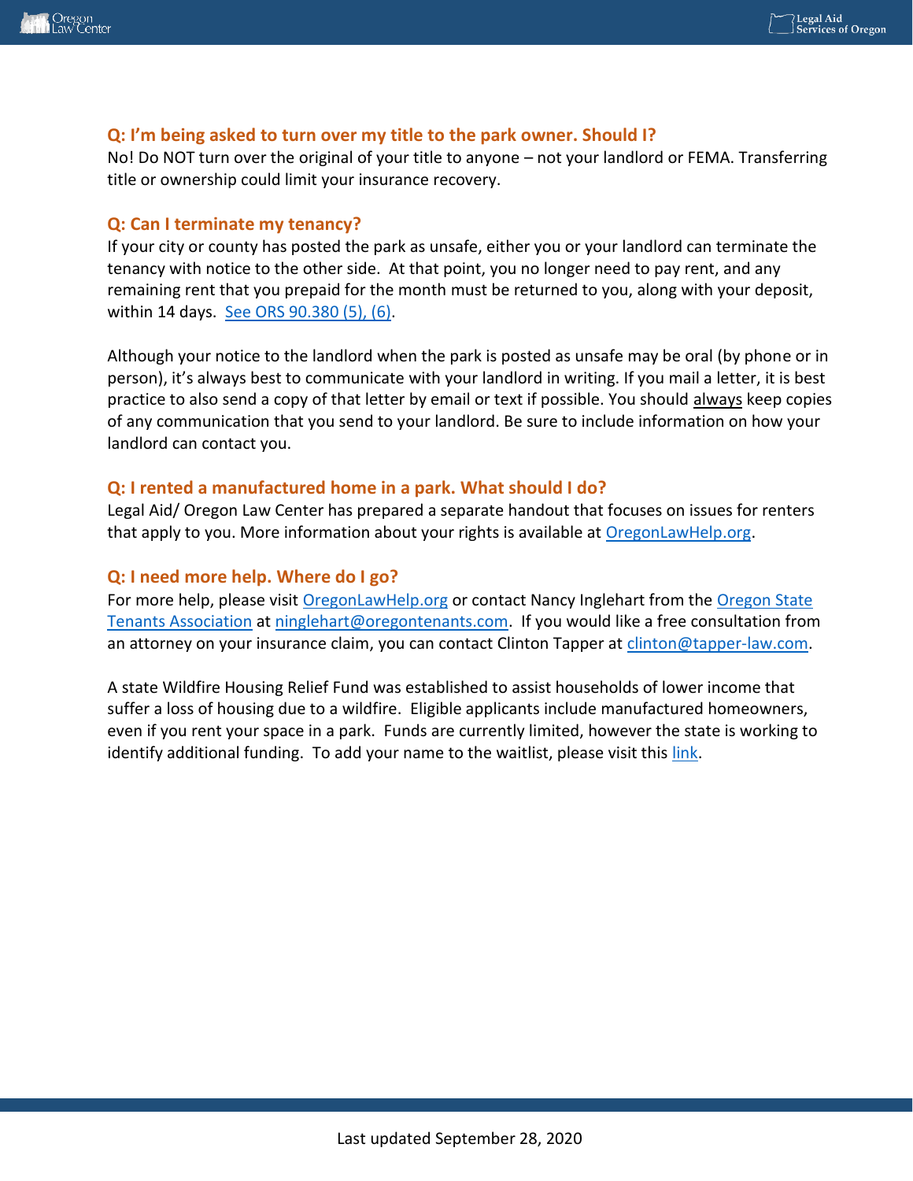### Q: I'm being asked to turn over my title to the park owner. Should I?

No! Do NOT turn over the original of your title to anyone – not your landlord or FEMA. Transferring title or ownership could limit your insurance recovery.

### Q: Can I terminate my tenancy?

If your city or county has posted the park as unsafe, either you or your landlord can terminate the tenancy with notice to the other side. At that point, you no longer need to pay rent, and any remaining rent that you prepaid for the month must be returned to you, along with your deposit, within 14 days. See ORS 90.380 (5), (6).

Although your notice to the landlord when the park is posted as unsafe may be oral (by phone or in person), it's always best to communicate with your landlord in writing. If you mail a letter, it is best practice to also send a copy of that letter by email or text if possible. You should always keep copies of any communication that you send to your landlord. Be sure to include information on how your landlord can contact you.

### Q: I rented a manufactured home in a park. What should I do?

Legal Aid/ Oregon Law Center has prepared a separate handout that focuses on issues for renters that apply to you. More information about your rights is available at OregonLawHelp.org.

### Q: I need more help. Where do I go?

For more help, please visit OregonLawHelp.org or contact Nancy Inglehart from the Oregon State Tenants Association at ninglehart@oregontenants.com. If you would like a free consultation from an attorney on your insurance claim, you can contact Clinton Tapper at clinton@tapper-law.com.

A state Wildfire Housing Relief Fund was established to assist households of lower income that suffer a loss of housing due to a wildfire. Eligible applicants include manufactured homeowners, even if you rent your space in a park. Funds are currently limited, however the state is working to identify additional funding. To add your name to the waitlist, please visit this link.

Last updated September 28, 2020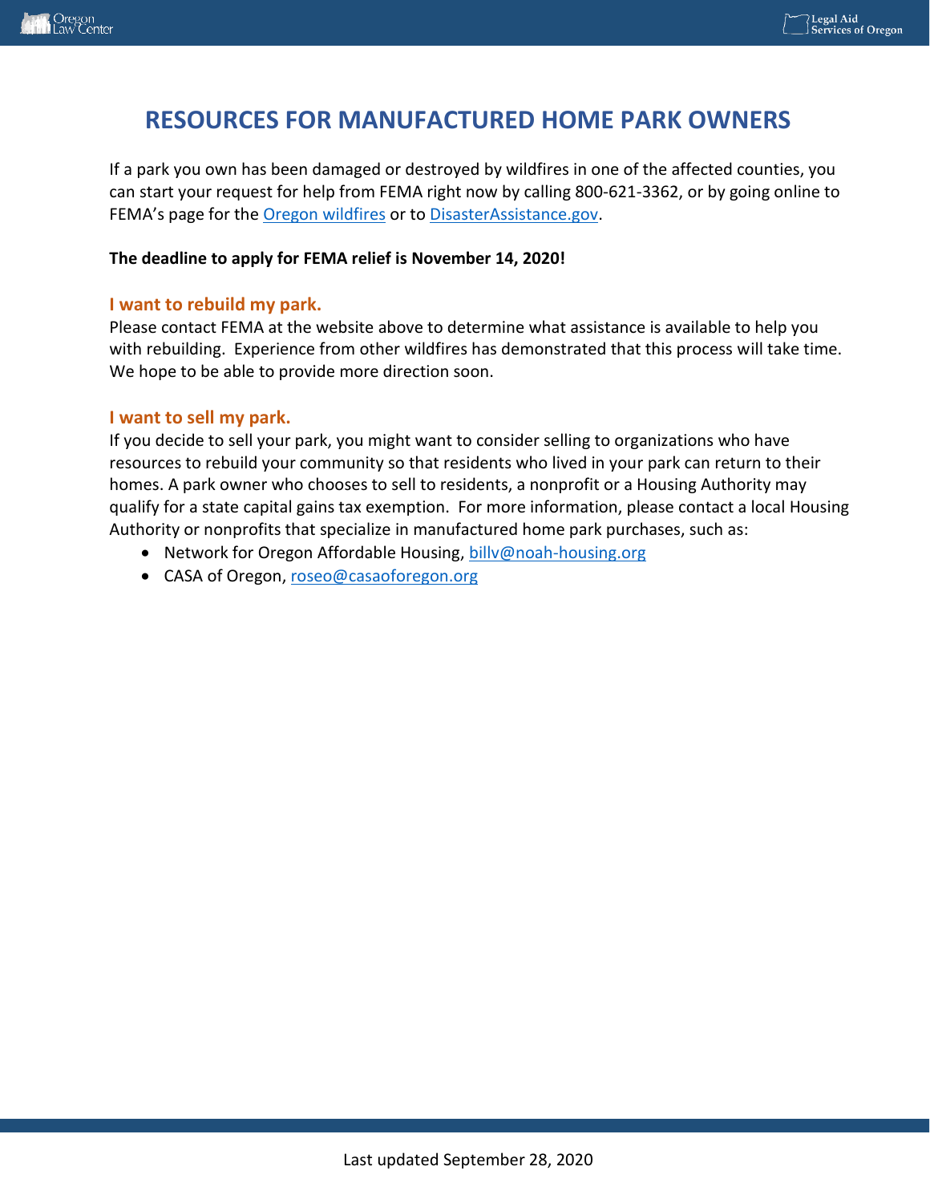# RESOURCES FOR MANUFACTURED HOME PARK OWNERS

If a park you own has been damaged or destroyed by wildfires in one of the affected counties, you can start your request for help from FEMA right now by calling 800-621-3362, or by going online to FEMA's page for the Oregon wildfires or to DisasterAssistance.gov.

**The deadline to apply for FEMA relief is November 14, 2020!**

## I want to rebuild my park.

Please contact FEMA at the website above to determine what assistance is available to help you with rebuilding. Experience from other wildfires has demonstrated that this process will take time. We hope to be able to provide more direction soon.

## I want to sell my park.

If you decide to sell your park, you might want to consider selling to organizations who have resources to rebuild your community so that residents who lived in your park can return to their homes. A park owner who chooses to sell to residents, a nonprofit or a Housing Authority may qualify for a state capital gains tax exemption. For more information, please contact a local Housing Authority or nonprofits that specialize in manufactured home park purchases, such as:

- Network for Oregon Affordable Housing, billv@noah-housing.org
- CASA of Oregon, roseo@casaoforegon.org

Last updated September 28, 2020